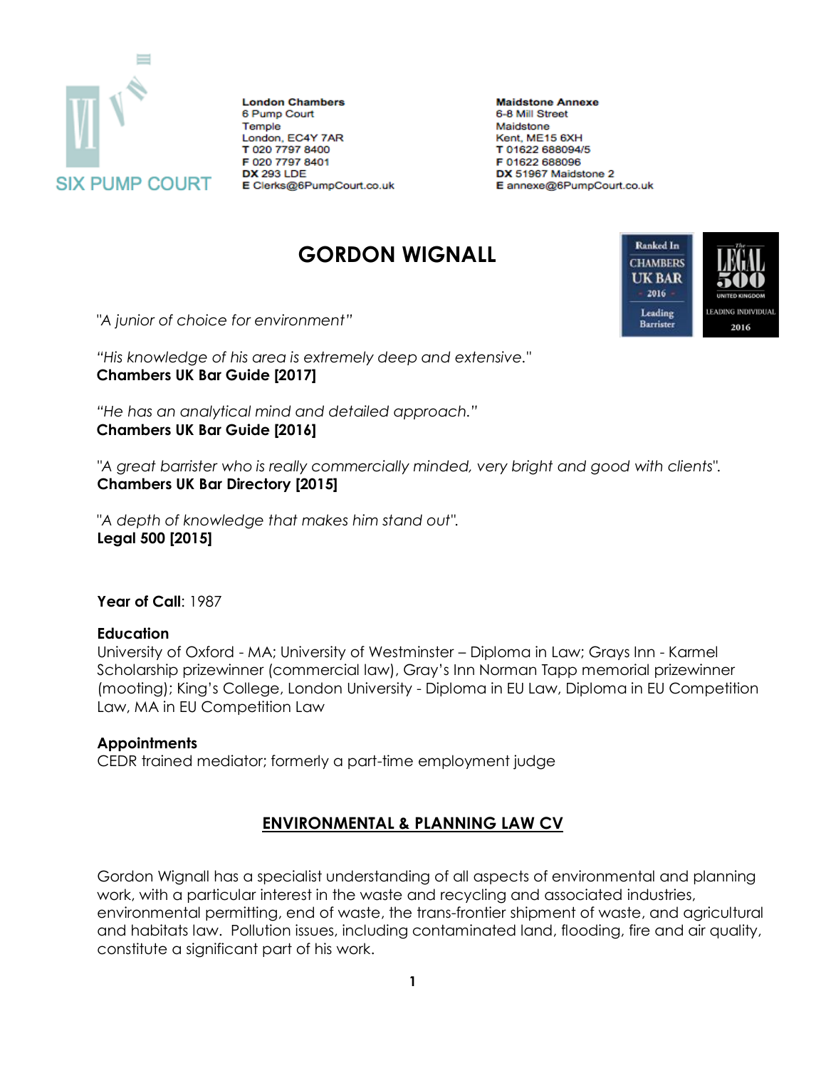SIX PUMP COURT

**London Chambers**
6 Pump Court
Temple
London, EC4Y 7AR
**T** 020 7797 8400
**F** 020 7797 8401
**DX** 293 LDE
**E** Clerks@6PumpCourt.co.uk

**Maildstone Annexe**
6-8 Mill Street
Maidstone
Kent, ME15 6XH
**T** 01622 688094/5
**F** 01622 688096
**DX** 51967 Maidstone 2
**E** annexe@6PumpCourt.co.uk

# GORDON WIGNALL

Ranked In CHAMBERS UK BAR 2016 Leading Barrister

The LEGAL 500 UNITED KINGDOM LEADING INDIVIDUAL 2016

*"A junior of choice for environment"*

*"His knowledge of his area is extremely deep and extensive."*
**Chambers UK Bar Guide [2017]**

*"He has an analytical mind and detailed approach."*
**Chambers UK Bar Guide [2016]**

*"A great barrister who is really commercially minded, very bright and good with clients".*
**Chambers UK Bar Directory [2015]**

*"A depth of knowledge that makes him stand out".*
**Legal 500 [2015]**

**Year of Call**: 1987

**Education**
University of Oxford - MA; University of Westminster – Diploma in Law; Grays Inn - Karmel Scholarship prizewinner (commercial law), Gray's Inn Norman Tapp memorial prizewinner (mooting); King's College, London University - Diploma in EU Law, Diploma in EU Competition Law, MA in EU Competition Law

**Appointments**
CEDR trained mediator; formerly a part-time employment judge

## ENVIRONMENTAL & PLANNING LAW CV

Gordon Wignall has a specialist understanding of all aspects of environmental and planning work, with a particular interest in the waste and recycling and associated industries, environmental permitting, end of waste, the trans-frontier shipment of waste, and agricultural and habitats law. Pollution issues, including contaminated land, flooding, fire and air quality, constitute a significant part of his work.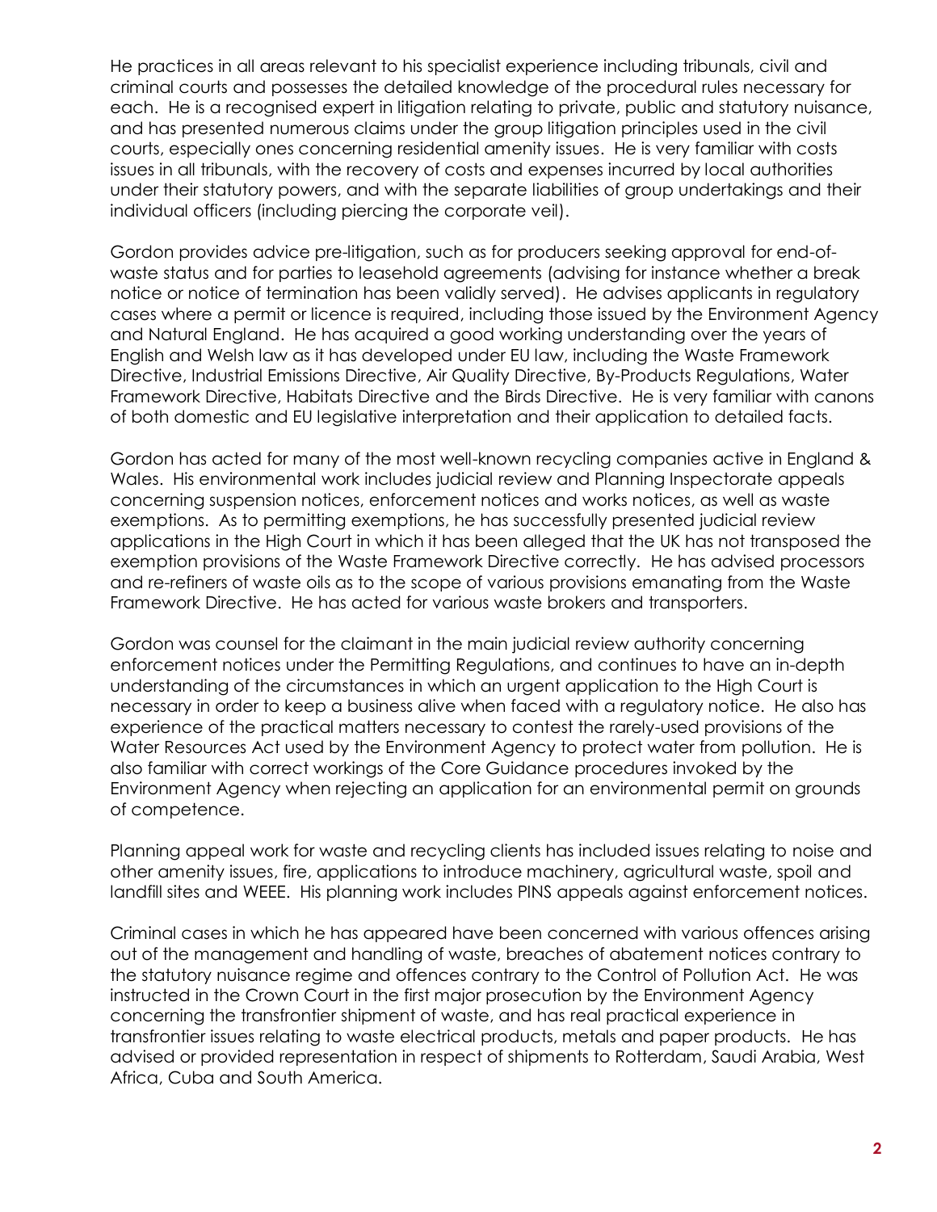He practices in all areas relevant to his specialist experience including tribunals, civil and criminal courts and possesses the detailed knowledge of the procedural rules necessary for each. He is a recognised expert in litigation relating to private, public and statutory nuisance, and has presented numerous claims under the group litigation principles used in the civil courts, especially ones concerning residential amenity issues. He is very familiar with costs issues in all tribunals, with the recovery of costs and expenses incurred by local authorities under their statutory powers, and with the separate liabilities of group undertakings and their individual officers (including piercing the corporate veil).

Gordon provides advice pre-litigation, such as for producers seeking approval for end-of-waste status and for parties to leasehold agreements (advising for instance whether a break notice or notice of termination has been validly served). He advises applicants in regulatory cases where a permit or licence is required, including those issued by the Environment Agency and Natural England. He has acquired a good working understanding over the years of English and Welsh law as it has developed under EU law, including the Waste Framework Directive, Industrial Emissions Directive, Air Quality Directive, By-Products Regulations, Water Framework Directive, Habitats Directive and the Birds Directive. He is very familiar with canons of both domestic and EU legislative interpretation and their application to detailed facts.

Gordon has acted for many of the most well-known recycling companies active in England & Wales. His environmental work includes judicial review and Planning Inspectorate appeals concerning suspension notices, enforcement notices and works notices, as well as waste exemptions. As to permitting exemptions, he has successfully presented judicial review applications in the High Court in which it has been alleged that the UK has not transposed the exemption provisions of the Waste Framework Directive correctly. He has advised processors and re-refiners of waste oils as to the scope of various provisions emanating from the Waste Framework Directive. He has acted for various waste brokers and transporters.

Gordon was counsel for the claimant in the main judicial review authority concerning enforcement notices under the Permitting Regulations, and continues to have an in-depth understanding of the circumstances in which an urgent application to the High Court is necessary in order to keep a business alive when faced with a regulatory notice. He also has experience of the practical matters necessary to contest the rarely-used provisions of the Water Resources Act used by the Environment Agency to protect water from pollution. He is also familiar with correct workings of the Core Guidance procedures invoked by the Environment Agency when rejecting an application for an environmental permit on grounds of competence.

Planning appeal work for waste and recycling clients has included issues relating to noise and other amenity issues, fire, applications to introduce machinery, agricultural waste, spoil and landfill sites and WEEE. His planning work includes PINS appeals against enforcement notices.

Criminal cases in which he has appeared have been concerned with various offences arising out of the management and handling of waste, breaches of abatement notices contrary to the statutory nuisance regime and offences contrary to the Control of Pollution Act. He was instructed in the Crown Court in the first major prosecution by the Environment Agency concerning the transfrontier shipment of waste, and has real practical experience in transfrontier issues relating to waste electrical products, metals and paper products. He has advised or provided representation in respect of shipments to Rotterdam, Saudi Arabia, West Africa, Cuba and South America.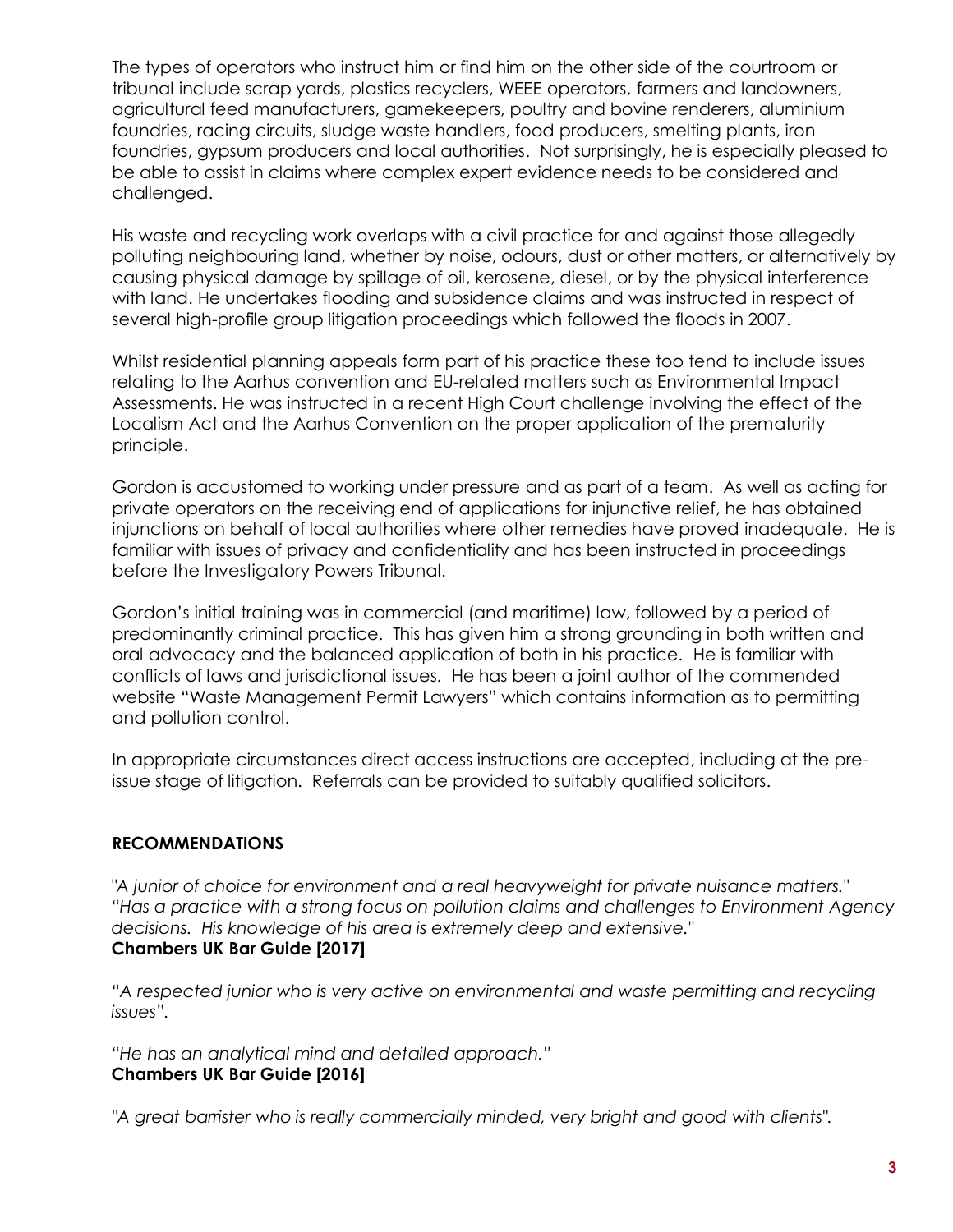The types of operators who instruct him or find him on the other side of the courtroom or tribunal include scrap yards, plastics recyclers, WEEE operators, farmers and landowners, agricultural feed manufacturers, gamekeepers, poultry and bovine renderers, aluminium foundries, racing circuits, sludge waste handlers, food producers, smelting plants, iron foundries, gypsum producers and local authorities. Not surprisingly, he is especially pleased to be able to assist in claims where complex expert evidence needs to be considered and challenged.

His waste and recycling work overlaps with a civil practice for and against those allegedly polluting neighbouring land, whether by noise, odours, dust or other matters, or alternatively by causing physical damage by spillage of oil, kerosene, diesel, or by the physical interference with land. He undertakes flooding and subsidence claims and was instructed in respect of several high-profile group litigation proceedings which followed the floods in 2007.

Whilst residential planning appeals form part of his practice these too tend to include issues relating to the Aarhus convention and EU-related matters such as Environmental Impact Assessments. He was instructed in a recent High Court challenge involving the effect of the Localism Act and the Aarhus Convention on the proper application of the prematurity principle.

Gordon is accustomed to working under pressure and as part of a team. As well as acting for private operators on the receiving end of applications for injunctive relief, he has obtained injunctions on behalf of local authorities where other remedies have proved inadequate. He is familiar with issues of privacy and confidentiality and has been instructed in proceedings before the Investigatory Powers Tribunal.

Gordon's initial training was in commercial (and maritime) law, followed by a period of predominantly criminal practice. This has given him a strong grounding in both written and oral advocacy and the balanced application of both in his practice. He is familiar with conflicts of laws and jurisdictional issues. He has been a joint author of the commended website "Waste Management Permit Lawyers" which contains information as to permitting and pollution control.

In appropriate circumstances direct access instructions are accepted, including at the pre-issue stage of litigation. Referrals can be provided to suitably qualified solicitors.

## RECOMMENDATIONS

*"A junior of choice for environment and a real heavyweight for private nuisance matters."*
*"Has a practice with a strong focus on pollution claims and challenges to Environment Agency decisions. His knowledge of his area is extremely deep and extensive."*
**Chambers UK Bar Guide [2017]**

*"A respected junior who is very active on environmental and waste permitting and recycling issues".*

*"He has an analytical mind and detailed approach."*
**Chambers UK Bar Guide [2016]**

*"A great barrister who is really commercially minded, very bright and good with clients".*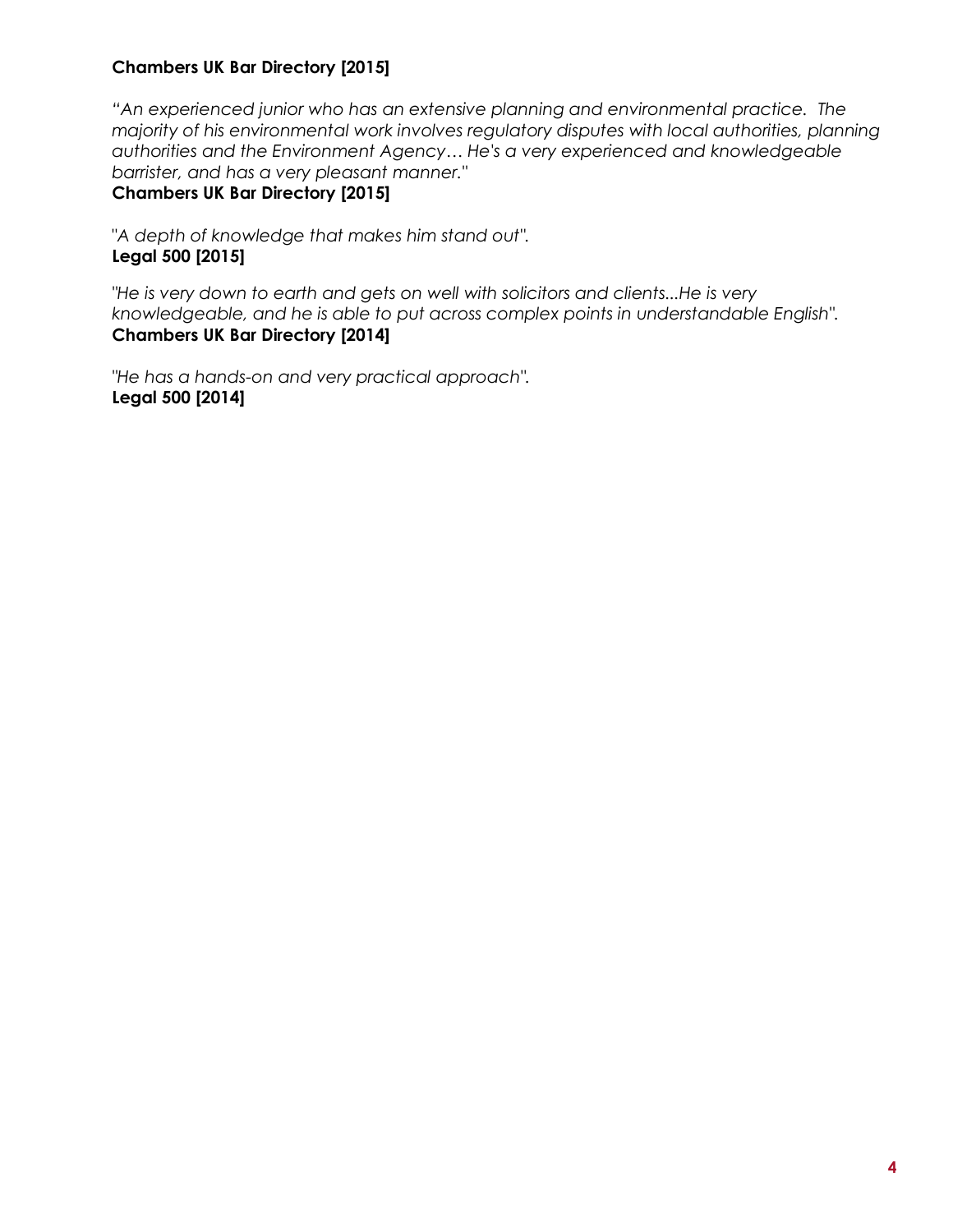**Chambers UK Bar Directory [2015]**

*"An experienced junior who has an extensive planning and environmental practice. The majority of his environmental work involves regulatory disputes with local authorities, planning authorities and the Environment Agency… He's a very experienced and knowledgeable barrister, and has a very pleasant manner."*
**Chambers UK Bar Directory [2015]**

*"A depth of knowledge that makes him stand out".*
**Legal 500 [2015]**

*"He is very down to earth and gets on well with solicitors and clients...He is very knowledgeable, and he is able to put across complex points in understandable English".*
**Chambers UK Bar Directory [2014]**

*"He has a hands-on and very practical approach".*
**Legal 500 [2014]**